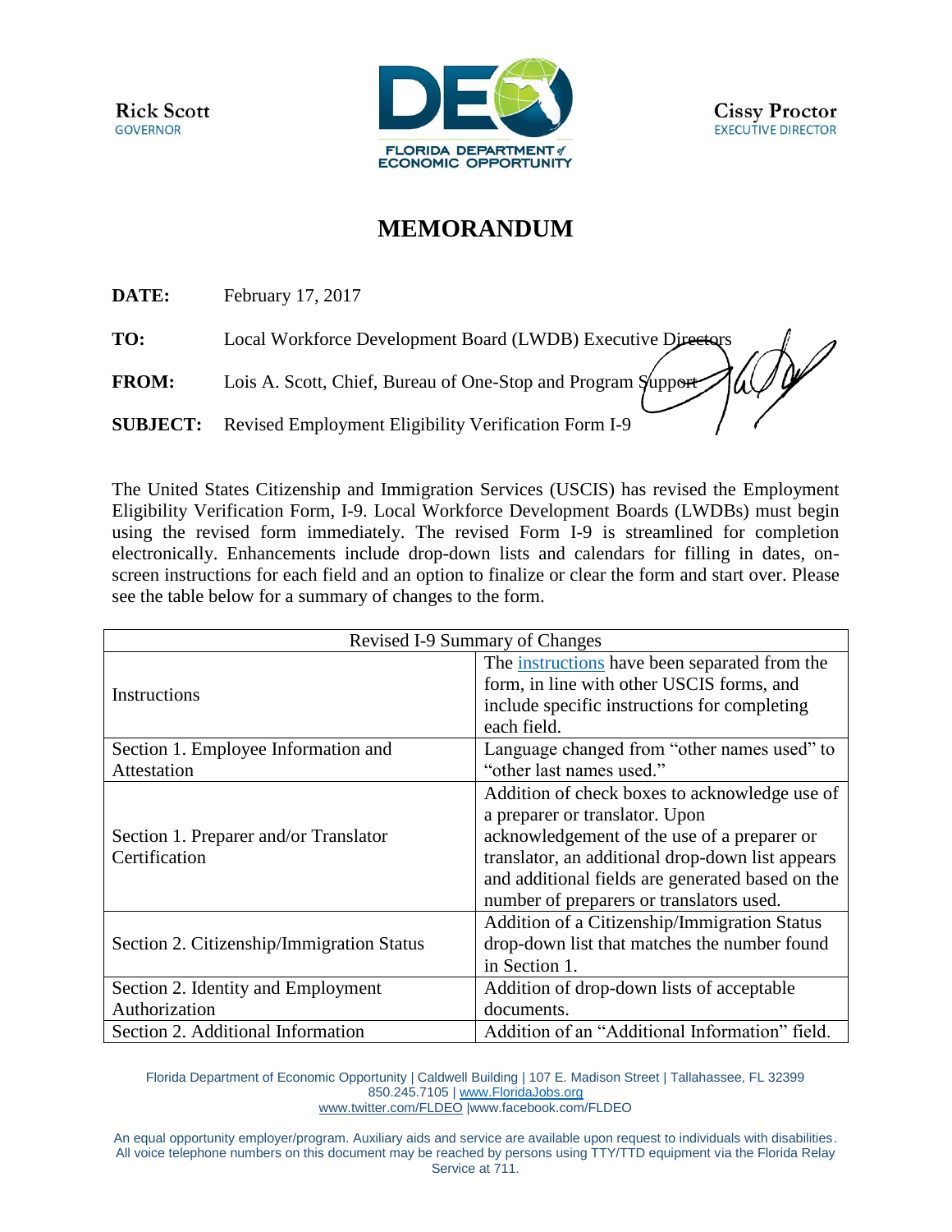Rick Scott
GOVERNOR

FLORIDA DEPARTMENT of ECONOMIC OPPORTUNITY

Cissy Proctor
EXECUTIVE DIRECTOR

# MEMORANDUM

**DATE:** February 17, 2017

**TO:** Local Workforce Development Board (LWDB) Executive Directors

**FROM:** Lois A. Scott, Chief, Bureau of One-Stop and Program Support

**SUBJECT:** Revised Employment Eligibility Verification Form I-9

The United States Citizenship and Immigration Services (USCIS) has revised the Employment Eligibility Verification Form, I-9. Local Workforce Development Boards (LWDBs) must begin using the revised form immediately. The revised Form I-9 is streamlined for completion electronically. Enhancements include drop-down lists and calendars for filling in dates, on-screen instructions for each field and an option to finalize or clear the form and start over. Please see the table below for a summary of changes to the form.

| Revised I-9 Summary of Changes | |
|---|---|
| Instructions | The instructions have been separated from the form, in line with other USCIS forms, and include specific instructions for completing each field. |
| Section 1. Employee Information and Attestation | Language changed from "other names used" to "other last names used." |
| Section 1. Preparer and/or Translator Certification | Addition of check boxes to acknowledge use of a preparer or translator. Upon acknowledgement of the use of a preparer or translator, an additional drop-down list appears and additional fields are generated based on the number of preparers or translators used. |
| Section 2. Citizenship/Immigration Status | Addition of a Citizenship/Immigration Status drop-down list that matches the number found in Section 1. |
| Section 2. Identity and Employment Authorization | Addition of drop-down lists of acceptable documents. |
| Section 2. Additional Information | Addition of an "Additional Information" field. |

Florida Department of Economic Opportunity | Caldwell Building | 107 E. Madison Street | Tallahassee, FL 32399
850.245.7105 | www.FloridaJobs.org
www.twitter.com/FLDEO |www.facebook.com/FLDEO

An equal opportunity employer/program. Auxiliary aids and service are available upon request to individuals with disabilities. All voice telephone numbers on this document may be reached by persons using TTY/TTD equipment via the Florida Relay Service at 711.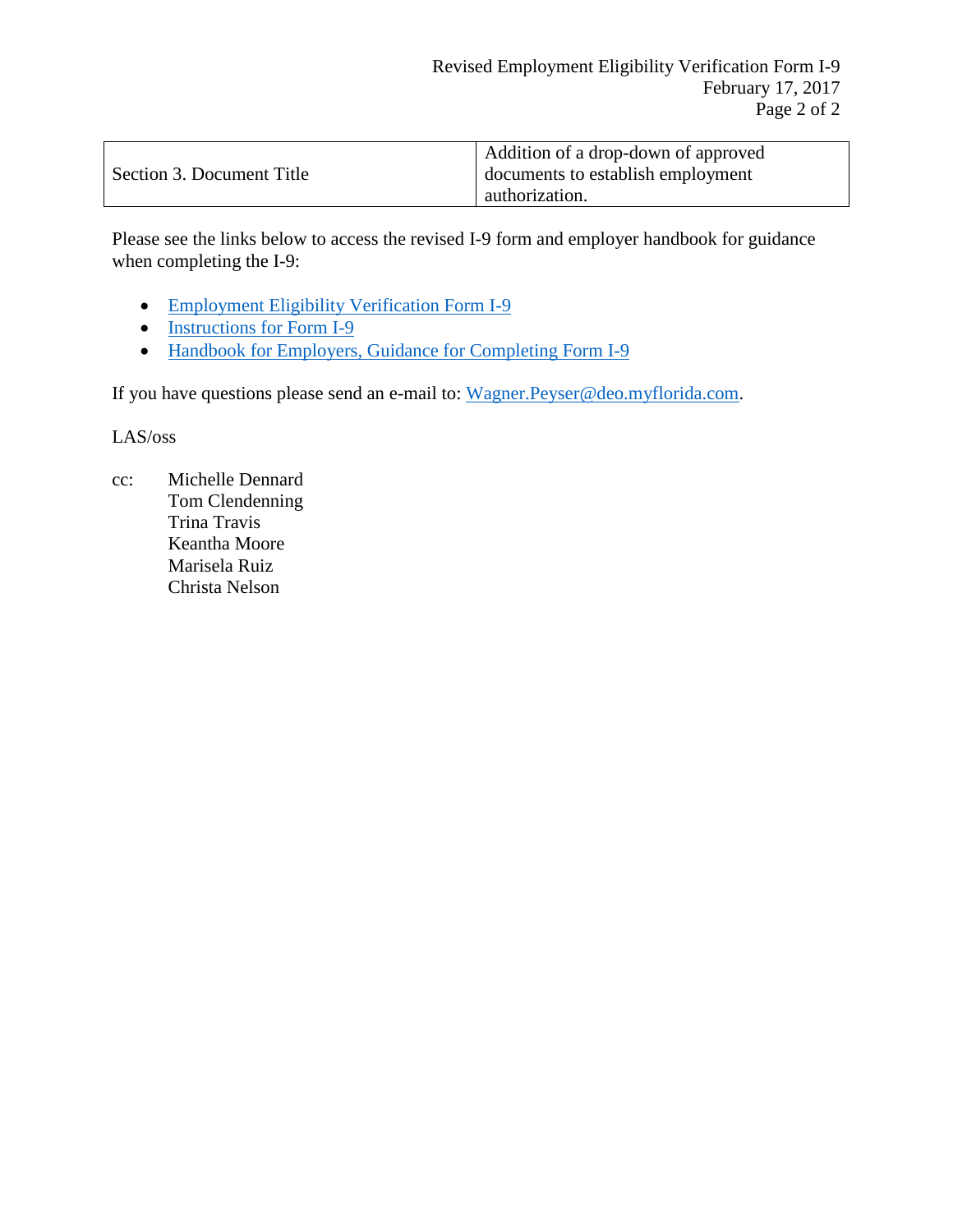| | |
|---|---|
| Section 3. Document Title | Addition of a drop-down of approved documents to establish employment authorization. |

Please see the links below to access the revised I-9 form and employer handbook for guidance when completing the I-9:

- Employment Eligibility Verification Form I-9
- Instructions for Form I-9
- Handbook for Employers, Guidance for Completing Form I-9

If you have questions please send an e-mail to: Wagner.Peyser@deo.myflorida.com.

LAS/oss

cc: Michelle Dennard
Tom Clendenning
Trina Travis
Keantha Moore
Marisela Ruiz
Christa Nelson